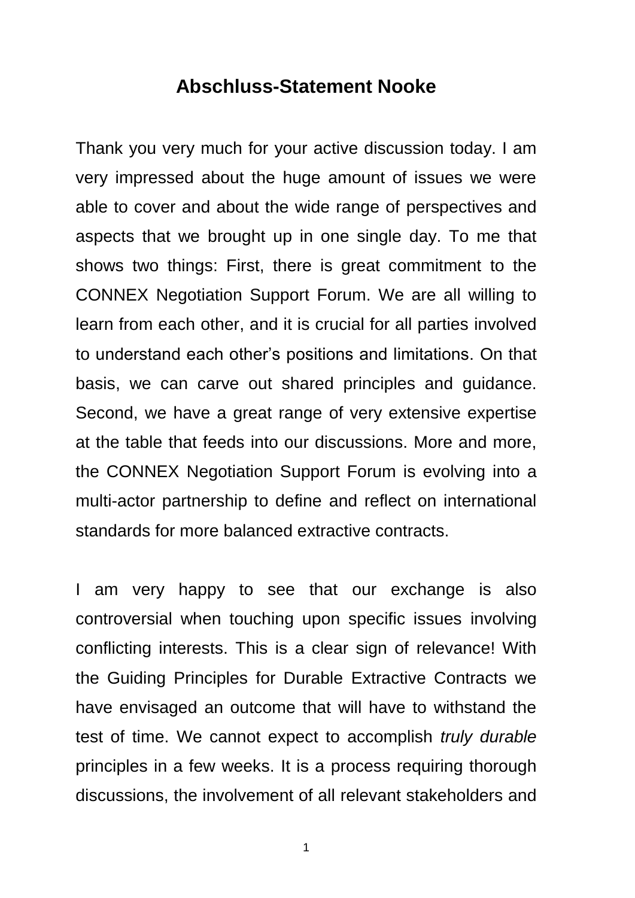## Abschluss-Statement Nooke

Thank you very much for your active discussion today. I am very impressed about the huge amount of issues we were able to cover and about the wide range of perspectives and aspects that we brought up in one single day. To me that shows two things: First, there is great commitment to the CONNEX Negotiation Support Forum. We are all willing to learn from each other, and it is crucial for all parties involved to understand each other's positions and limitations. On that basis, we can carve out shared principles and guidance. Second, we have a great range of very extensive expertise at the table that feeds into our discussions. More and more, the CONNEX Negotiation Support Forum is evolving into a multi-actor partnership to define and reflect on international standards for more balanced extractive contracts.

I am very happy to see that our exchange is also controversial when touching upon specific issues involving conflicting interests. This is a clear sign of relevance! With the Guiding Principles for Durable Extractive Contracts we have envisaged an outcome that will have to withstand the test of time. We cannot expect to accomplish *truly durable* principles in a few weeks. It is a process requiring thorough discussions, the involvement of all relevant stakeholders and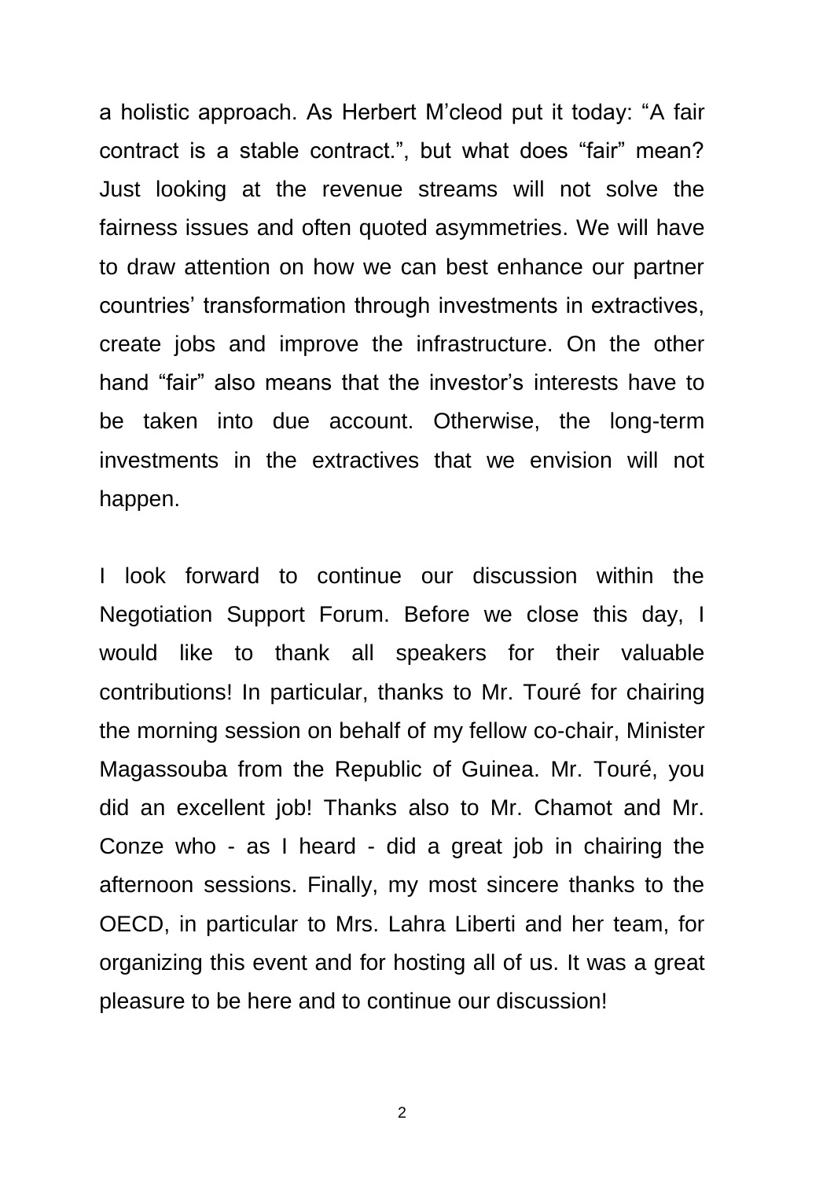a holistic approach. As Herbert M'cleod put it today: "A fair contract is a stable contract.", but what does "fair" mean? Just looking at the revenue streams will not solve the fairness issues and often quoted asymmetries. We will have to draw attention on how we can best enhance our partner countries' transformation through investments in extractives, create jobs and improve the infrastructure. On the other hand "fair" also means that the investor's interests have to be taken into due account. Otherwise, the long-term investments in the extractives that we envision will not happen.

I look forward to continue our discussion within the Negotiation Support Forum. Before we close this day, I would like to thank all speakers for their valuable contributions! In particular, thanks to Mr. Touré for chairing the morning session on behalf of my fellow co-chair, Minister Magassouba from the Republic of Guinea. Mr. Touré, you did an excellent job! Thanks also to Mr. Chamot and Mr. Conze who - as I heard - did a great job in chairing the afternoon sessions. Finally, my most sincere thanks to the OECD, in particular to Mrs. Lahra Liberti and her team, for organizing this event and for hosting all of us. It was a great pleasure to be here and to continue our discussion!